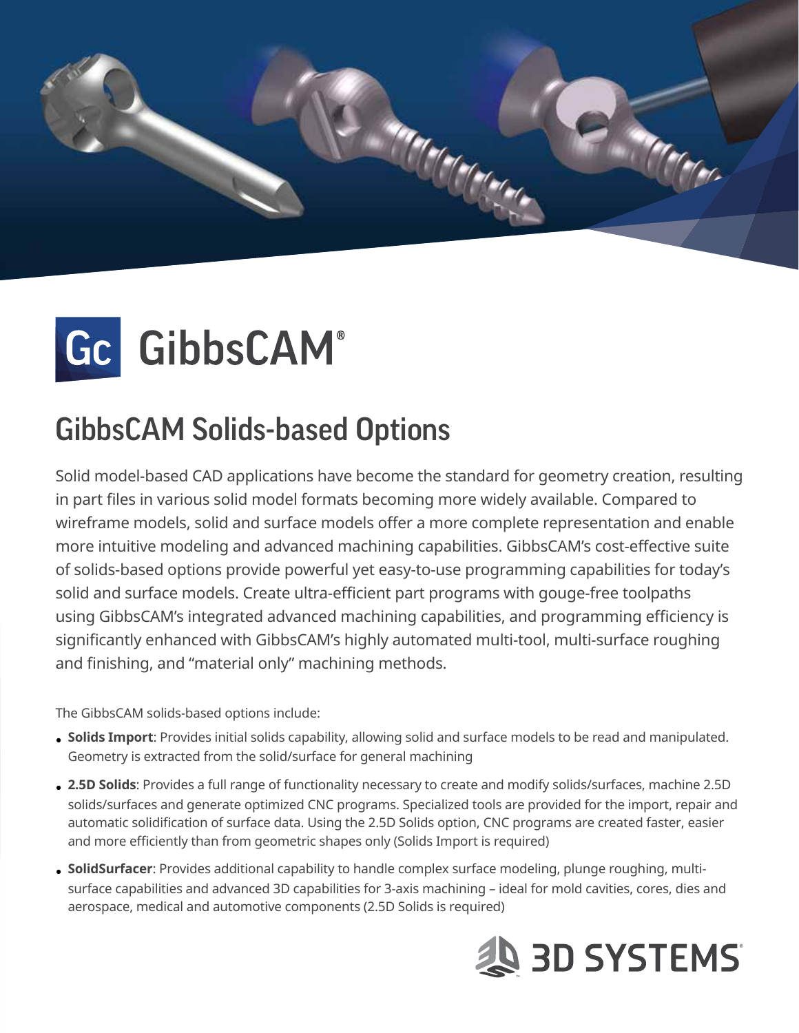# GibbsCAM®

## GibbsCAM Solids-based Options

Solid model-based CAD applications have become the standard for geometry creation, resulting in part files in various solid model formats becoming more widely available. Compared to wireframe models, solid and surface models offer a more complete representation and enable more intuitive modeling and advanced machining capabilities. GibbsCAM's cost-effective suite of solids-based options provide powerful yet easy-to-use programming capabilities for today's solid and surface models. Create ultra-efficient part programs with gouge-free toolpaths using GibbsCAM's integrated advanced machining capabilities, and programming efficiency is significantly enhanced with GibbsCAM's highly automated multi-tool, multi-surface roughing and finishing, and "material only" machining methods.

The GibbsCAM solids-based options include:

- **Solids Import**: Provides initial solids capability, allowing solid and surface models to be read and manipulated. Geometry is extracted from the solid/surface for general machining
- **2.5D Solids**: Provides a full range of functionality necessary to create and modify solids/surfaces, machine 2.5D solids/surfaces and generate optimized CNC programs. Specialized tools are provided for the import, repair and automatic solidification of surface data. Using the 2.5D Solids option, CNC programs are created faster, easier and more efficiently than from geometric shapes only (Solids Import is required)
- **SolidSurfacer**: Provides additional capability to handle complex surface modeling, plunge roughing, multi-surface capabilities and advanced 3D capabilities for 3-axis machining – ideal for mold cavities, cores, dies and aerospace, medical and automotive components (2.5D Solids is required)

3D SYSTEMS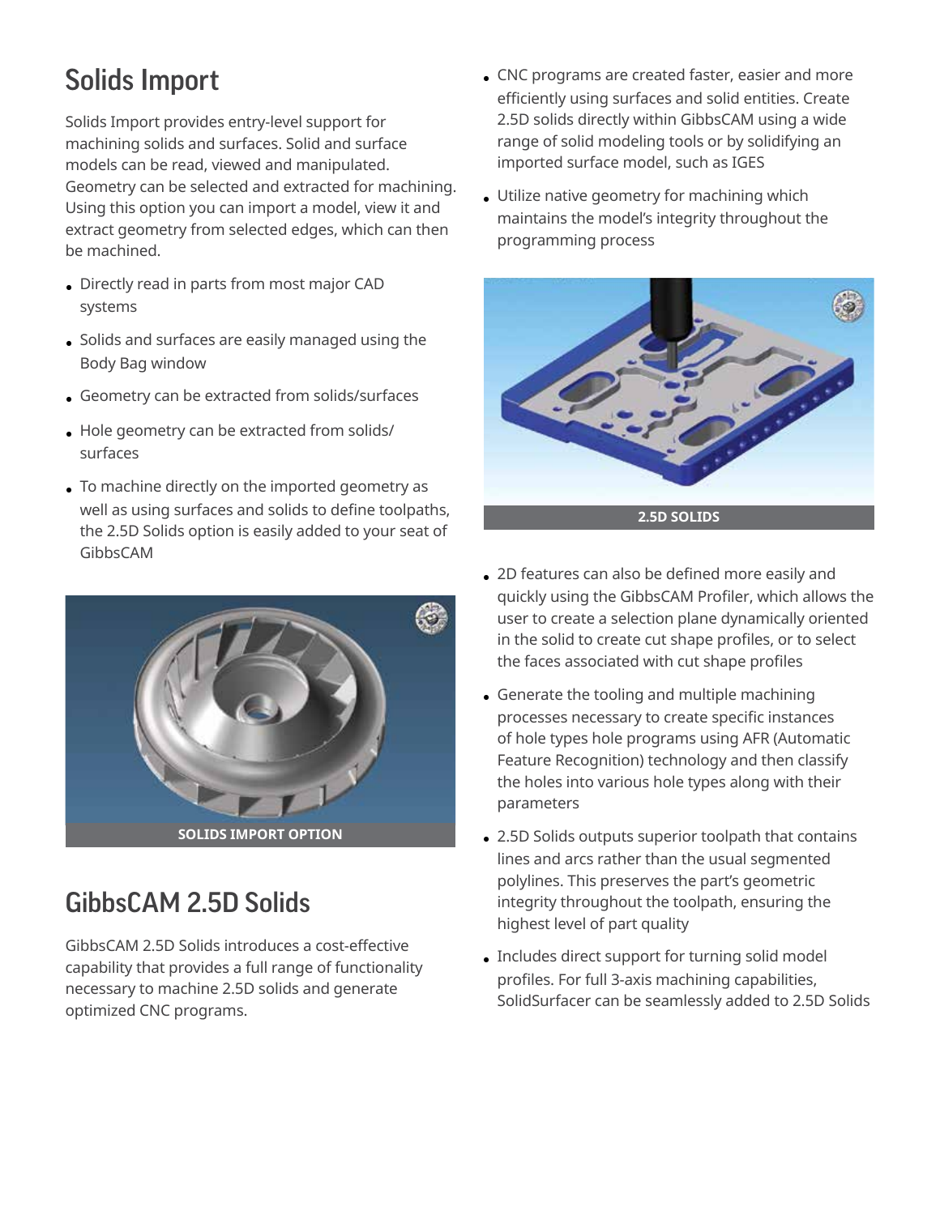## Solids Import

Solids Import provides entry-level support for machining solids and surfaces. Solid and surface models can be read, viewed and manipulated. Geometry can be selected and extracted for machining. Using this option you can import a model, view it and extract geometry from selected edges, which can then be machined.

- Directly read in parts from most major CAD systems
- Solids and surfaces are easily managed using the Body Bag window
- Geometry can be extracted from solids/surfaces
- Hole geometry can be extracted from solids/ surfaces
- To machine directly on the imported geometry as well as using surfaces and solids to define toolpaths, the 2.5D Solids option is easily added to your seat of GibbsCAM

SOLIDS IMPORT OPTION

## GibbsCAM 2.5D Solids

GibbsCAM 2.5D Solids introduces a cost-effective capability that provides a full range of functionality necessary to machine 2.5D solids and generate optimized CNC programs.

- CNC programs are created faster, easier and more efficiently using surfaces and solid entities. Create 2.5D solids directly within GibbsCAM using a wide range of solid modeling tools or by solidifying an imported surface model, such as IGES
- Utilize native geometry for machining which maintains the model's integrity throughout the programming process

2.5D SOLIDS

- 2D features can also be defined more easily and quickly using the GibbsCAM Profiler, which allows the user to create a selection plane dynamically oriented in the solid to create cut shape profiles, or to select the faces associated with cut shape profiles
- Generate the tooling and multiple machining processes necessary to create specific instances of hole types hole programs using AFR (Automatic Feature Recognition) technology and then classify the holes into various hole types along with their parameters
- 2.5D Solids outputs superior toolpath that contains lines and arcs rather than the usual segmented polylines. This preserves the part's geometric integrity throughout the toolpath, ensuring the highest level of part quality
- Includes direct support for turning solid model profiles. For full 3-axis machining capabilities, SolidSurfacer can be seamlessly added to 2.5D Solids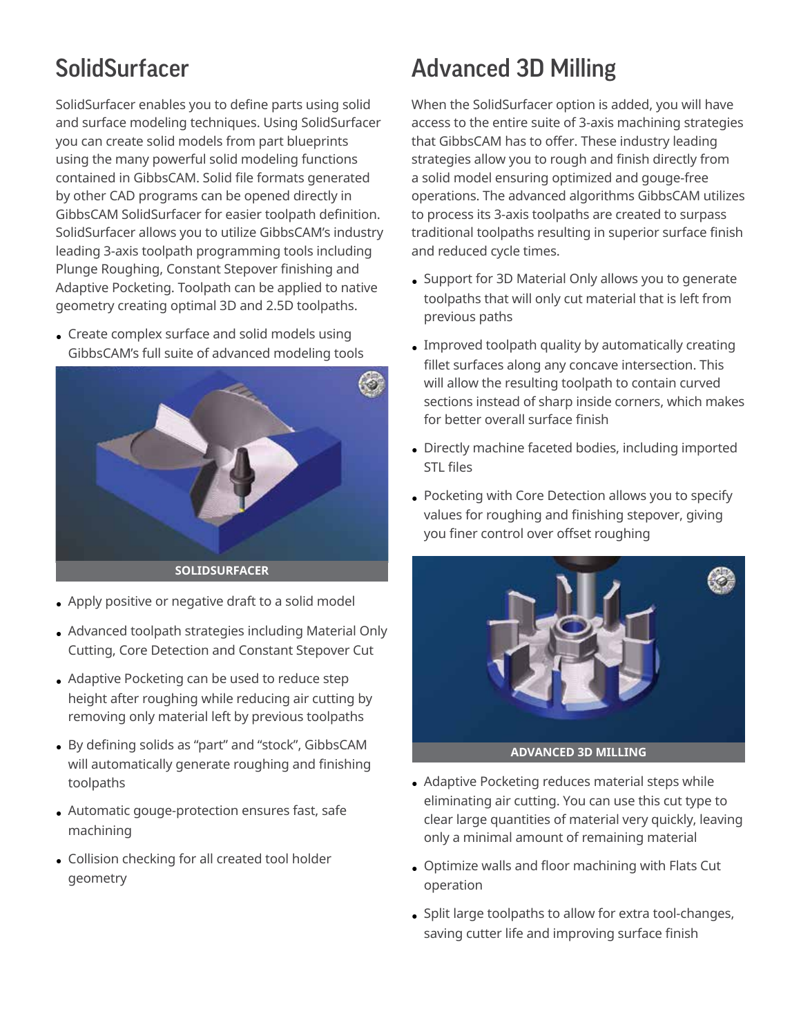## SolidSurfacer

SolidSurfacer enables you to define parts using solid and surface modeling techniques. Using SolidSurfacer you can create solid models from part blueprints using the many powerful solid modeling functions contained in GibbsCAM. Solid file formats generated by other CAD programs can be opened directly in GibbsCAM SolidSurfacer for easier toolpath definition. SolidSurfacer allows you to utilize GibbsCAM's industry leading 3-axis toolpath programming tools including Plunge Roughing, Constant Stepover finishing and Adaptive Pocketing. Toolpath can be applied to native geometry creating optimal 3D and 2.5D toolpaths.

- Create complex surface and solid models using GibbsCAM's full suite of advanced modeling tools

**SOLIDSURFACER**

- Apply positive or negative draft to a solid model
- Advanced toolpath strategies including Material Only Cutting, Core Detection and Constant Stepover Cut
- Adaptive Pocketing can be used to reduce step height after roughing while reducing air cutting by removing only material left by previous toolpaths
- By defining solids as "part" and "stock", GibbsCAM will automatically generate roughing and finishing toolpaths
- Automatic gouge-protection ensures fast, safe machining
- Collision checking for all created tool holder geometry

## Advanced 3D Milling

When the SolidSurfacer option is added, you will have access to the entire suite of 3-axis machining strategies that GibbsCAM has to offer. These industry leading strategies allow you to rough and finish directly from a solid model ensuring optimized and gouge-free operations. The advanced algorithms GibbsCAM utilizes to process its 3-axis toolpaths are created to surpass traditional toolpaths resulting in superior surface finish and reduced cycle times.

- Support for 3D Material Only allows you to generate toolpaths that will only cut material that is left from previous paths
- Improved toolpath quality by automatically creating fillet surfaces along any concave intersection. This will allow the resulting toolpath to contain curved sections instead of sharp inside corners, which makes for better overall surface finish
- Directly machine faceted bodies, including imported STL files
- Pocketing with Core Detection allows you to specify values for roughing and finishing stepover, giving you finer control over offset roughing

**ADVANCED 3D MILLING**

- Adaptive Pocketing reduces material steps while eliminating air cutting. You can use this cut type to clear large quantities of material very quickly, leaving only a minimal amount of remaining material
- Optimize walls and floor machining with Flats Cut operation
- Split large toolpaths to allow for extra tool-changes, saving cutter life and improving surface finish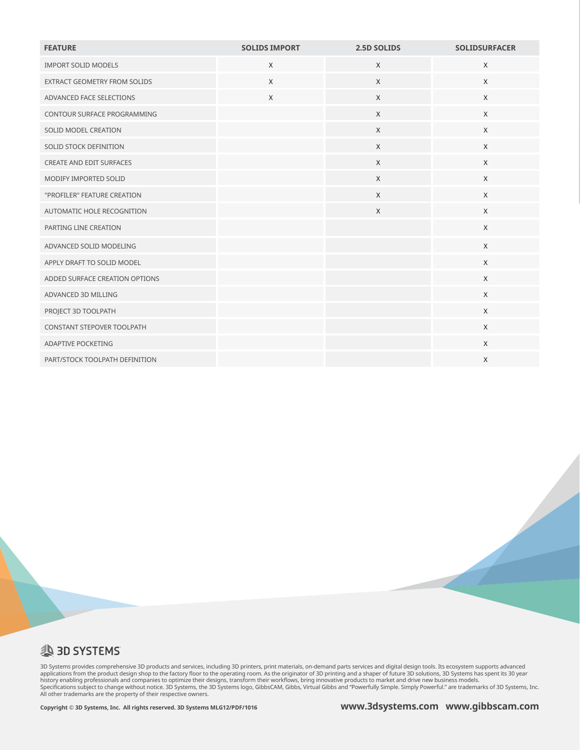| FEATURE | SOLIDS IMPORT | 2.5D SOLIDS | SOLIDSURFACER |
|---|---|---|---|
| IMPORT SOLID MODELS | X | X | X |
| EXTRACT GEOMETRY FROM SOLIDS | X | X | X |
| ADVANCED FACE SELECTIONS | X | X | X |
| CONTOUR SURFACE PROGRAMMING | | X | X |
| SOLID MODEL CREATION | | X | X |
| SOLID STOCK DEFINITION | | X | X |
| CREATE AND EDIT SURFACES | | X | X |
| MODIFY IMPORTED SOLID | | X | X |
| "PROFILER" FEATURE CREATION | | X | X |
| AUTOMATIC HOLE RECOGNITION | | X | X |
| PARTING LINE CREATION | | | X |
| ADVANCED SOLID MODELING | | | X |
| APPLY DRAFT TO SOLID MODEL | | | X |
| ADDED SURFACE CREATION OPTIONS | | | X |
| ADVANCED 3D MILLING | | | X |
| PROJECT 3D TOOLPATH | | | X |
| CONSTANT STEPOVER TOOLPATH | | | X |
| ADAPTIVE POCKETING | | | X |
| PART/STOCK TOOLPATH DEFINITION | | | X |

**3D SYSTEMS**

3D Systems provides comprehensive 3D products and services, including 3D printers, print materials, on-demand parts services and digital design tools. Its ecosystem supports advanced applications from the product design shop to the factory floor to the operating room. As the originator of 3D printing and a shaper of future 3D solutions, 3D Systems has spent its 30 year history enabling professionals and companies to optimize their designs, transform their workflows, bring innovative products to market and drive new business models.
Specifications subject to change without notice. 3D Systems, the 3D Systems logo, GibbsCAM, Gibbs, Virtual Gibbs and "Powerfully Simple. Simply Powerful." are trademarks of 3D Systems, Inc. All other trademarks are the property of their respective owners.

**Copyright © 3D Systems, Inc. All rights reserved. 3D Systems MLG12/PDF/1016**

**www.3dsystems.com www.gibbscam.com**